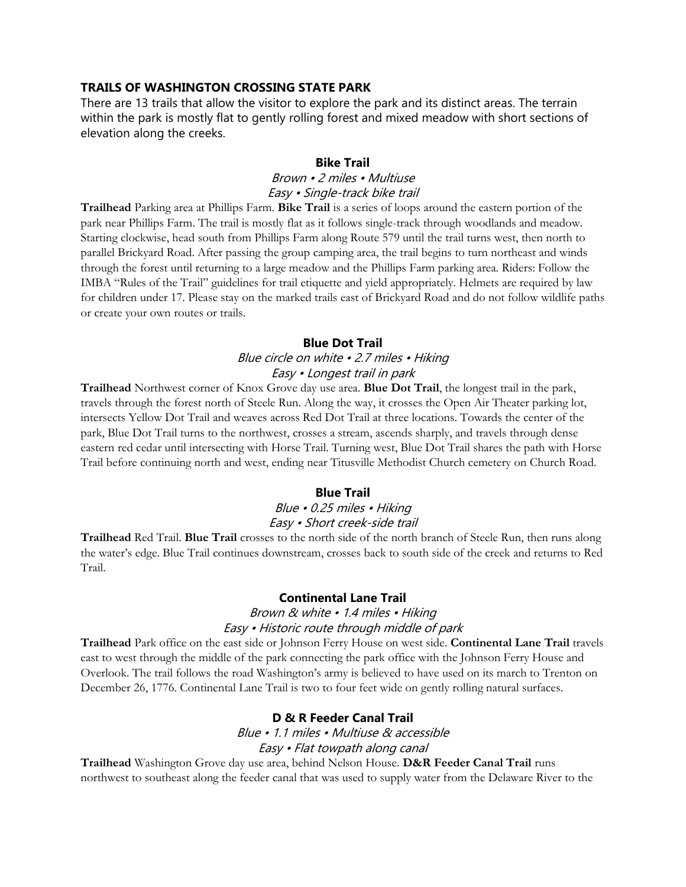## TRAILS OF WASHINGTON CROSSING STATE PARK

There are 13 trails that allow the visitor to explore the park and its distinct areas. The terrain within the park is mostly flat to gently rolling forest and mixed meadow with short sections of elevation along the creeks.

### Bike Trail

*Brown • 2 miles • Multiuse*
*Easy • Single-track bike trail*

**Trailhead** Parking area at Phillips Farm. **Bike Trail** is a series of loops around the eastern portion of the park near Phillips Farm. The trail is mostly flat as it follows single-track through woodlands and meadow. Starting clockwise, head south from Phillips Farm along Route 579 until the trail turns west, then north to parallel Brickyard Road. After passing the group camping area, the trail begins to turn northeast and winds through the forest until returning to a large meadow and the Phillips Farm parking area. Riders: Follow the IMBA "Rules of the Trail" guidelines for trail etiquette and yield appropriately. Helmets are required by law for children under 17. Please stay on the marked trails east of Brickyard Road and do not follow wildlife paths or create your own routes or trails.

### Blue Dot Trail

*Blue circle on white • 2.7 miles • Hiking*
*Easy • Longest trail in park*

**Trailhead** Northwest corner of Knox Grove day use area. **Blue Dot Trail**, the longest trail in the park, travels through the forest north of Steele Run. Along the way, it crosses the Open Air Theater parking lot, intersects Yellow Dot Trail and weaves across Red Dot Trail at three locations. Towards the center of the park, Blue Dot Trail turns to the northwest, crosses a stream, ascends sharply, and travels through dense eastern red cedar until intersecting with Horse Trail. Turning west, Blue Dot Trail shares the path with Horse Trail before continuing north and west, ending near Titusville Methodist Church cemetery on Church Road.

### Blue Trail

*Blue • 0.25 miles • Hiking*
*Easy • Short creek-side trail*

**Trailhead** Red Trail. **Blue Trail** crosses to the north side of the north branch of Steele Run, then runs along the water's edge. Blue Trail continues downstream, crosses back to south side of the creek and returns to Red Trail.

### Continental Lane Trail

*Brown & white • 1.4 miles • Hiking*
*Easy • Historic route through middle of park*

**Trailhead** Park office on the east side or Johnson Ferry House on west side. **Continental Lane Trail** travels east to west through the middle of the park connecting the park office with the Johnson Ferry House and Overlook. The trail follows the road Washington's army is believed to have used on its march to Trenton on December 26, 1776. Continental Lane Trail is two to four feet wide on gently rolling natural surfaces.

### D & R Feeder Canal Trail

*Blue • 1.1 miles • Multiuse & accessible*
*Easy • Flat towpath along canal*

**Trailhead** Washington Grove day use area, behind Nelson House. **D&R Feeder Canal Trail** runs northwest to southeast along the feeder canal that was used to supply water from the Delaware River to the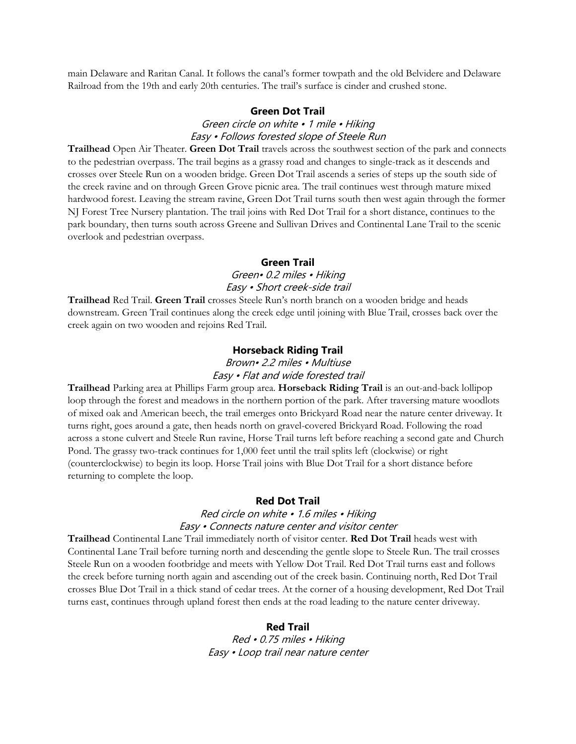main Delaware and Raritan Canal. It follows the canal's former towpath and the old Belvidere and Delaware Railroad from the 19th and early 20th centuries. The trail's surface is cinder and crushed stone.

### Green Dot Trail

*Green circle on white • 1 mile • Hiking*
*Easy • Follows forested slope of Steele Run*

**Trailhead** Open Air Theater. **Green Dot Trail** travels across the southwest section of the park and connects to the pedestrian overpass. The trail begins as a grassy road and changes to single-track as it descends and crosses over Steele Run on a wooden bridge. Green Dot Trail ascends a series of steps up the south side of the creek ravine and on through Green Grove picnic area. The trail continues west through mature mixed hardwood forest. Leaving the stream ravine, Green Dot Trail turns south then west again through the former NJ Forest Tree Nursery plantation. The trail joins with Red Dot Trail for a short distance, continues to the park boundary, then turns south across Greene and Sullivan Drives and Continental Lane Trail to the scenic overlook and pedestrian overpass.

### Green Trail

*Green• 0.2 miles • Hiking*
*Easy • Short creek-side trail*

**Trailhead** Red Trail. **Green Trail** crosses Steele Run's north branch on a wooden bridge and heads downstream. Green Trail continues along the creek edge until joining with Blue Trail, crosses back over the creek again on two wooden and rejoins Red Trail.

### Horseback Riding Trail

*Brown• 2.2 miles • Multiuse*
*Easy • Flat and wide forested trail*

**Trailhead** Parking area at Phillips Farm group area. **Horseback Riding Trail** is an out-and-back lollipop loop through the forest and meadows in the northern portion of the park. After traversing mature woodlots of mixed oak and American beech, the trail emerges onto Brickyard Road near the nature center driveway. It turns right, goes around a gate, then heads north on gravel-covered Brickyard Road. Following the road across a stone culvert and Steele Run ravine, Horse Trail turns left before reaching a second gate and Church Pond. The grassy two-track continues for 1,000 feet until the trail splits left (clockwise) or right (counterclockwise) to begin its loop. Horse Trail joins with Blue Dot Trail for a short distance before returning to complete the loop.

### Red Dot Trail

*Red circle on white • 1.6 miles • Hiking*
*Easy • Connects nature center and visitor center*

**Trailhead** Continental Lane Trail immediately north of visitor center. **Red Dot Trail** heads west with Continental Lane Trail before turning north and descending the gentle slope to Steele Run. The trail crosses Steele Run on a wooden footbridge and meets with Yellow Dot Trail. Red Dot Trail turns east and follows the creek before turning north again and ascending out of the creek basin. Continuing north, Red Dot Trail crosses Blue Dot Trail in a thick stand of cedar trees. At the corner of a housing development, Red Dot Trail turns east, continues through upland forest then ends at the road leading to the nature center driveway.

### Red Trail

*Red • 0.75 miles • Hiking*
*Easy • Loop trail near nature center*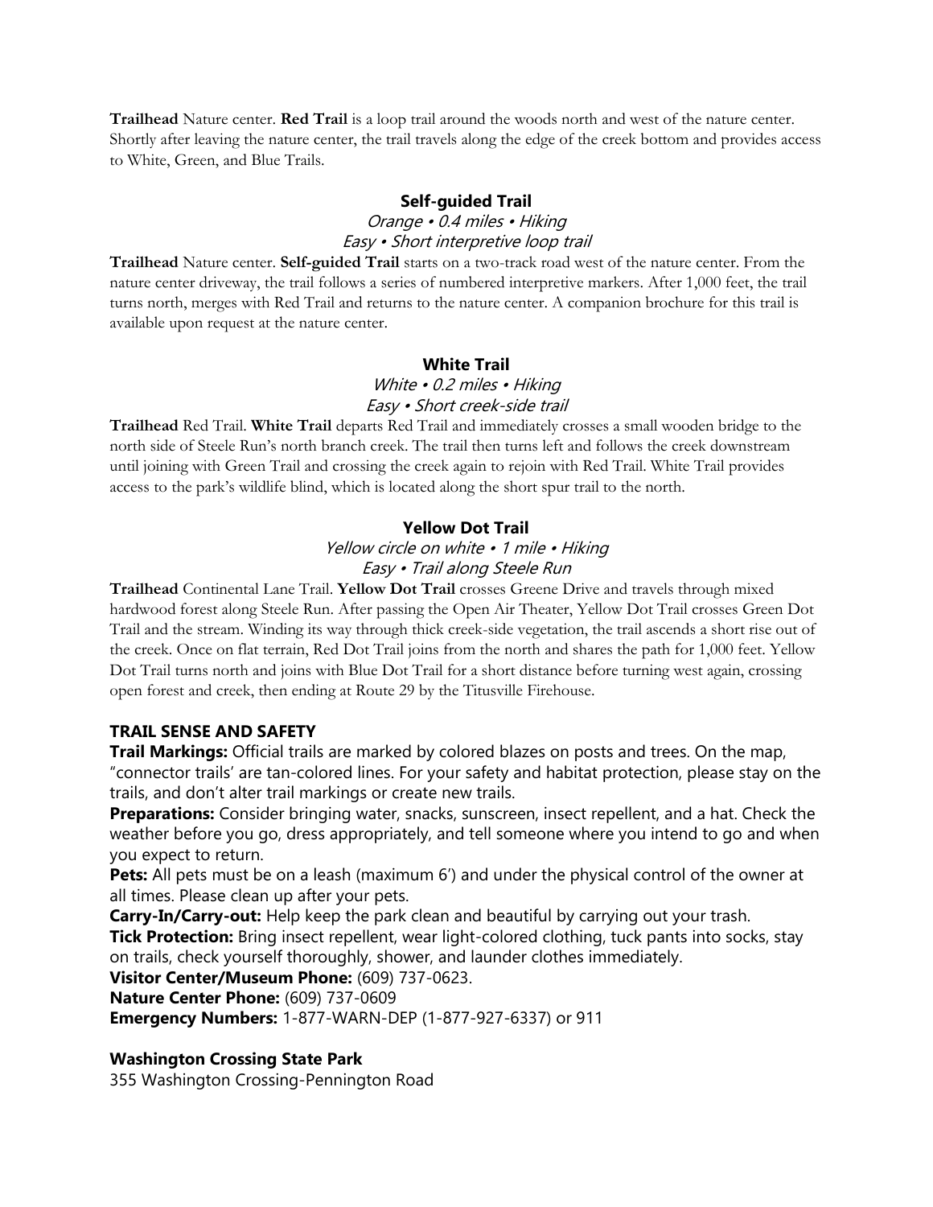**Trailhead** Nature center. **Red Trail** is a loop trail around the woods north and west of the nature center. Shortly after leaving the nature center, the trail travels along the edge of the creek bottom and provides access to White, Green, and Blue Trails.

### Self-guided Trail

*Orange • 0.4 miles • Hiking*
*Easy • Short interpretive loop trail*

**Trailhead** Nature center. **Self-guided Trail** starts on a two-track road west of the nature center. From the nature center driveway, the trail follows a series of numbered interpretive markers. After 1,000 feet, the trail turns north, merges with Red Trail and returns to the nature center. A companion brochure for this trail is available upon request at the nature center.

### White Trail

*White • 0.2 miles • Hiking*
*Easy • Short creek-side trail*

**Trailhead** Red Trail. **White Trail** departs Red Trail and immediately crosses a small wooden bridge to the north side of Steele Run's north branch creek. The trail then turns left and follows the creek downstream until joining with Green Trail and crossing the creek again to rejoin with Red Trail. White Trail provides access to the park's wildlife blind, which is located along the short spur trail to the north.

### Yellow Dot Trail

*Yellow circle on white • 1 mile • Hiking*
*Easy • Trail along Steele Run*

**Trailhead** Continental Lane Trail. **Yellow Dot Trail** crosses Greene Drive and travels through mixed hardwood forest along Steele Run. After passing the Open Air Theater, Yellow Dot Trail crosses Green Dot Trail and the stream. Winding its way through thick creek-side vegetation, the trail ascends a short rise out of the creek. Once on flat terrain, Red Dot Trail joins from the north and shares the path for 1,000 feet. Yellow Dot Trail turns north and joins with Blue Dot Trail for a short distance before turning west again, crossing open forest and creek, then ending at Route 29 by the Titusville Firehouse.

## TRAIL SENSE AND SAFETY

**Trail Markings:** Official trails are marked by colored blazes on posts and trees. On the map, "connector trails' are tan-colored lines. For your safety and habitat protection, please stay on the trails, and don't alter trail markings or create new trails.

**Preparations:** Consider bringing water, snacks, sunscreen, insect repellent, and a hat. Check the weather before you go, dress appropriately, and tell someone where you intend to go and when you expect to return.

**Pets:** All pets must be on a leash (maximum 6') and under the physical control of the owner at all times. Please clean up after your pets.

**Carry-In/Carry-out:** Help keep the park clean and beautiful by carrying out your trash.

**Tick Protection:** Bring insect repellent, wear light-colored clothing, tuck pants into socks, stay on trails, check yourself thoroughly, shower, and launder clothes immediately.

**Visitor Center/Museum Phone:** (609) 737-0623.

**Nature Center Phone:** (609) 737-0609

**Emergency Numbers:** 1-877-WARN-DEP (1-877-927-6337) or 911

**Washington Crossing State Park**
355 Washington Crossing-Pennington Road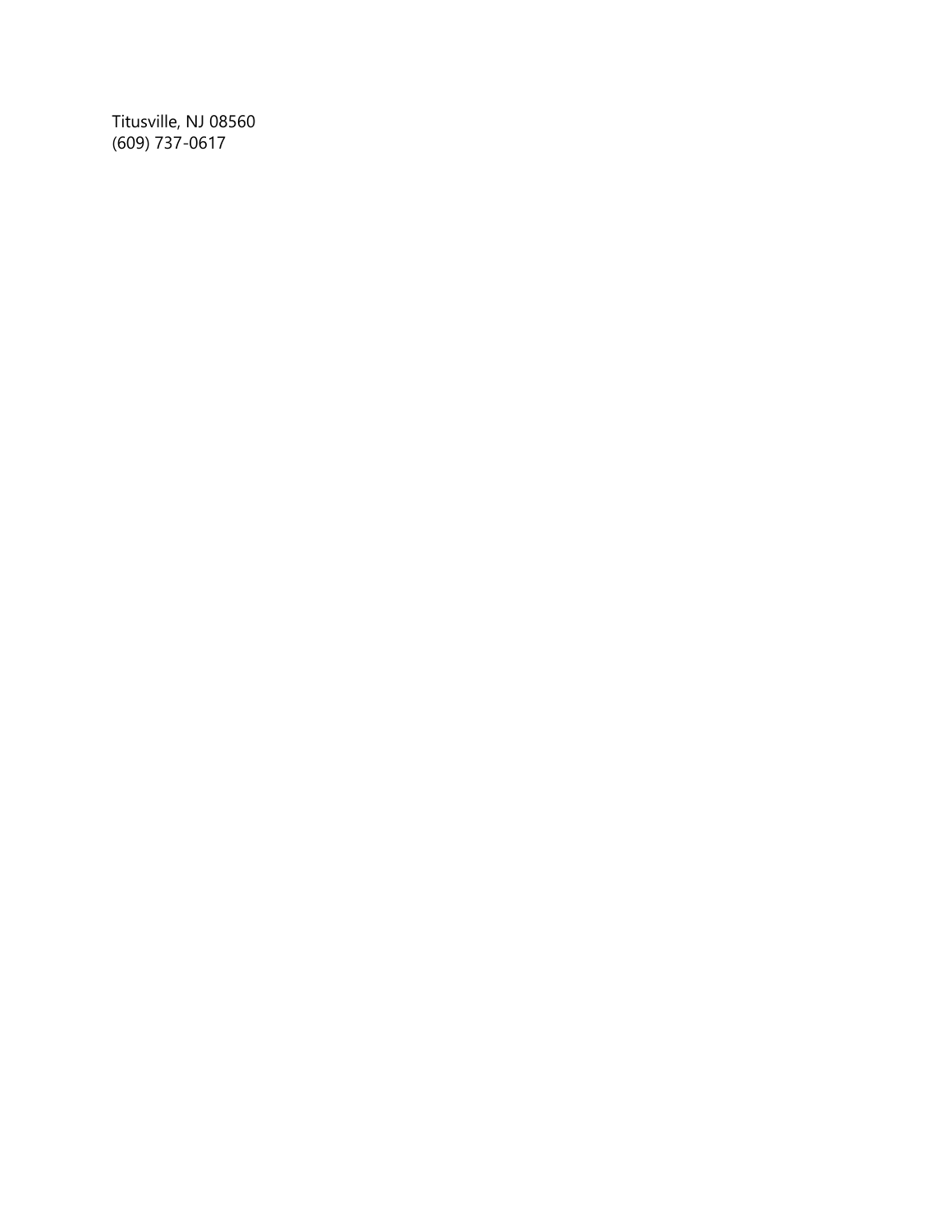Titusville, NJ 08560
(609) 737-0617